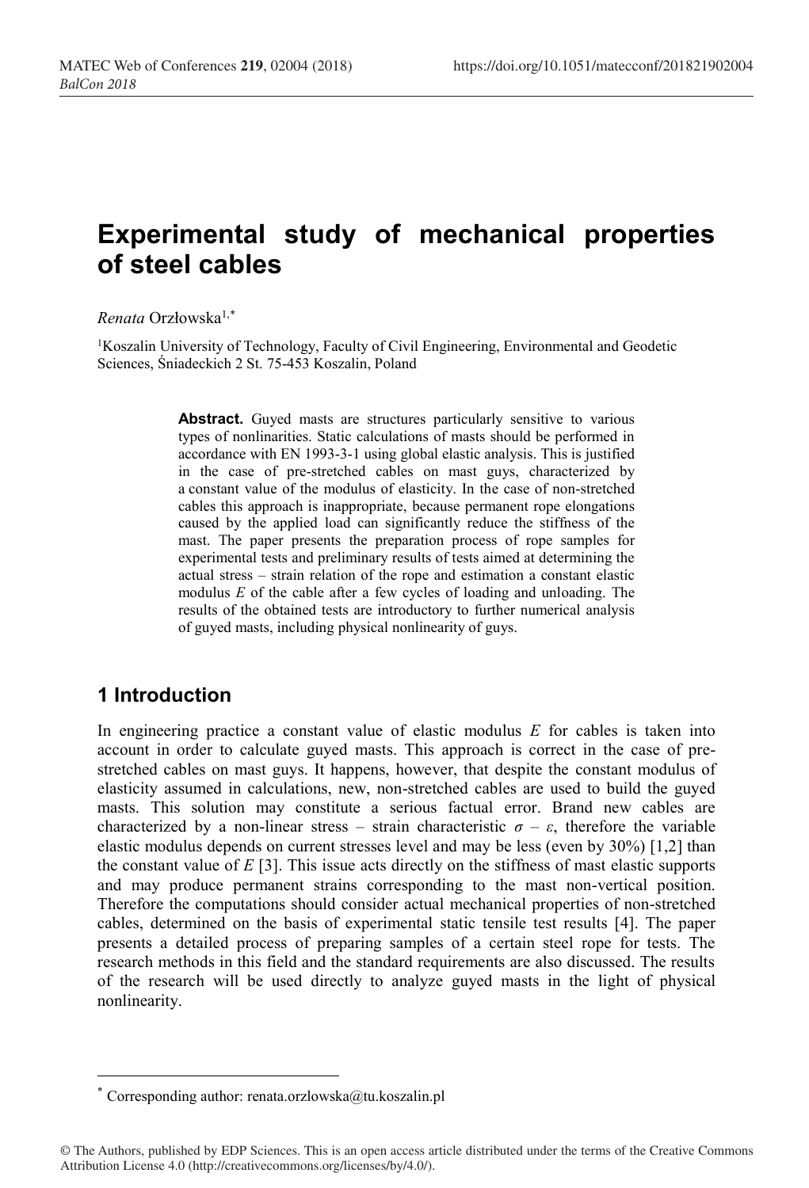# Experimental study of mechanical properties of steel cables

*Renata* Orzłowska[1,*]

[1]Koszalin University of Technology, Faculty of Civil Engineering, Environmental and Geodetic Sciences, Śniadeckich 2 St. 75-453 Koszalin, Poland

**Abstract.** Guyed masts are structures particularly sensitive to various types of nonlinearities. Static calculations of masts should be performed in accordance with EN 1993-3-1 using global elastic analysis. This is justified in the case of pre-stretched cables on mast guys, characterized by a constant value of the modulus of elasticity. In the case of non-stretched cables this approach is inappropriate, because permanent rope elongations caused by the applied load can significantly reduce the stiffness of the mast. The paper presents the preparation process of rope samples for experimental tests and preliminary results of tests aimed at determining the actual stress – strain relation of the rope and estimation a constant elastic modulus $E$ of the cable after a few cycles of loading and unloading. The results of the obtained tests are introductory to further numerical analysis of guyed masts, including physical nonlinearity of guys.

## 1 Introduction

In engineering practice a constant value of elastic modulus $E$ for cables is taken into account in order to calculate guyed masts. This approach is correct in the case of pre-stretched cables on mast guys. It happens, however, that despite the constant modulus of elasticity assumed in calculations, new, non-stretched cables are used to build the guyed masts. This solution may constitute a serious factual error. Brand new cables are characterized by a non-linear stress – strain characteristic $\sigma$ – $\varepsilon$, therefore the variable elastic modulus depends on current stresses level and may be less (even by 30%) [1,2] than the constant value of $E$ [3]. This issue acts directly on the stiffness of mast elastic supports and may produce permanent strains corresponding to the mast non-vertical position. Therefore the computations should consider actual mechanical properties of non-stretched cables, determined on the basis of experimental static tensile test results [4]. The paper presents a detailed process of preparing samples of a certain steel rope for tests. The research methods in this field and the standard requirements are also discussed. The results of the research will be used directly to analyze guyed masts in the light of physical nonlinearity.

* Corresponding author: renata.orzlowska@tu.koszalin.pl

© The Authors, published by EDP Sciences. This is an open access article distributed under the terms of the Creative Commons Attribution License 4.0 (http://creativecommons.org/licenses/by/4.0/).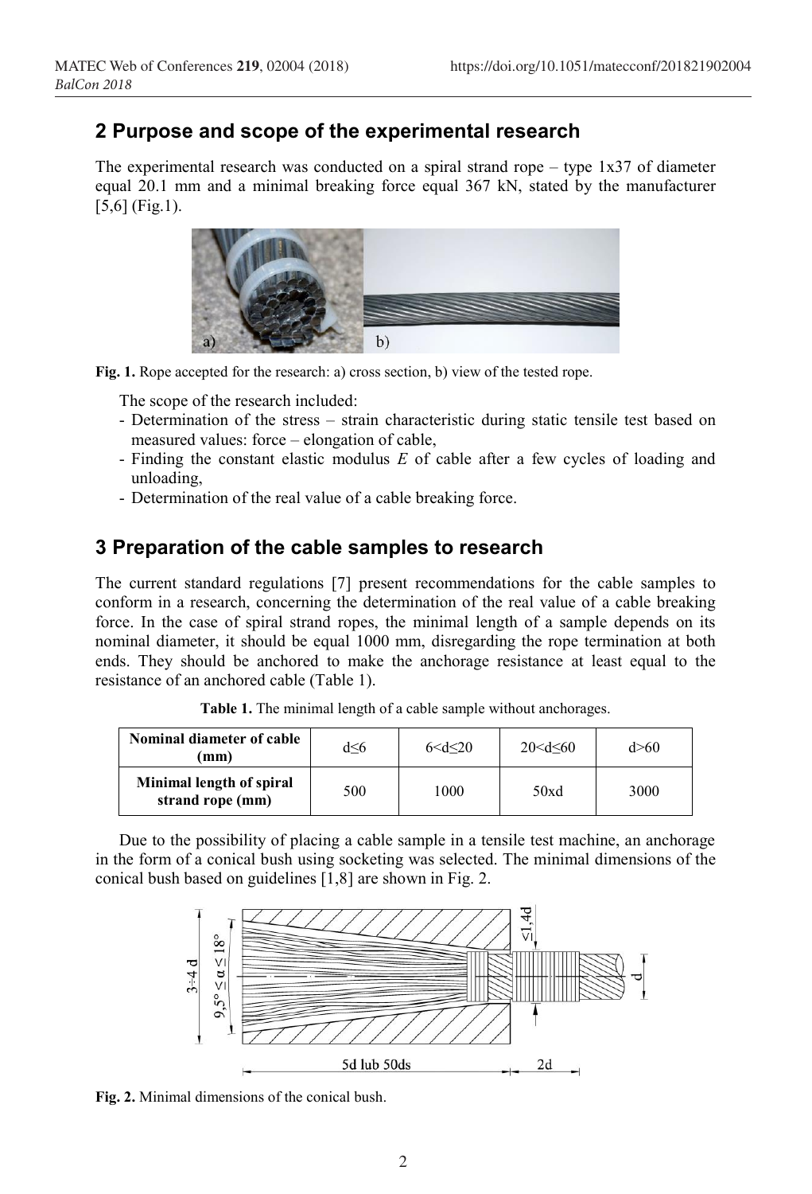## 2 Purpose and scope of the experimental research

The experimental research was conducted on a spiral strand rope – type 1x37 of diameter equal 20.1 mm and a minimal breaking force equal 367 kN, stated by the manufacturer [5,6] (Fig.1).

**Fig. 1.** Rope accepted for the research: a) cross section, b) view of the tested rope.

The scope of the research included:

- Determination of the stress – strain characteristic during static tensile test based on measured values: force – elongation of cable,
- Finding the constant elastic modulus $E$ of cable after a few cycles of loading and unloading,
- Determination of the real value of a cable breaking force.

## 3 Preparation of the cable samples to research

The current standard regulations [7] present recommendations for the cable samples to conform in a research, concerning the determination of the real value of a cable breaking force. In the case of spiral strand ropes, the minimal length of a sample depends on its nominal diameter, it should be equal 1000 mm, disregarding the rope termination at both ends. They should be anchored to make the anchorage resistance at least equal to the resistance of an anchored cable (Table 1).

**Table 1.** The minimal length of a cable sample without anchorages.

| Nominal diameter of cable (mm) | $d \leq 6$ | $6 < d \leq 20$ | $20 < d \leq 60$ | $d > 60$ |
|---|---|---|---|---|
| Minimal length of spiral strand rope (mm) | 500 | 1000 | 50xd | 3000 |

Due to the possibility of placing a cable sample in a tensile test machine, an anchorage in the form of a conical bush using socketing was selected. The minimal dimensions of the conical bush based on guidelines [1,8] are shown in Fig. 2.

**Fig. 2.** Minimal dimensions of the conical bush.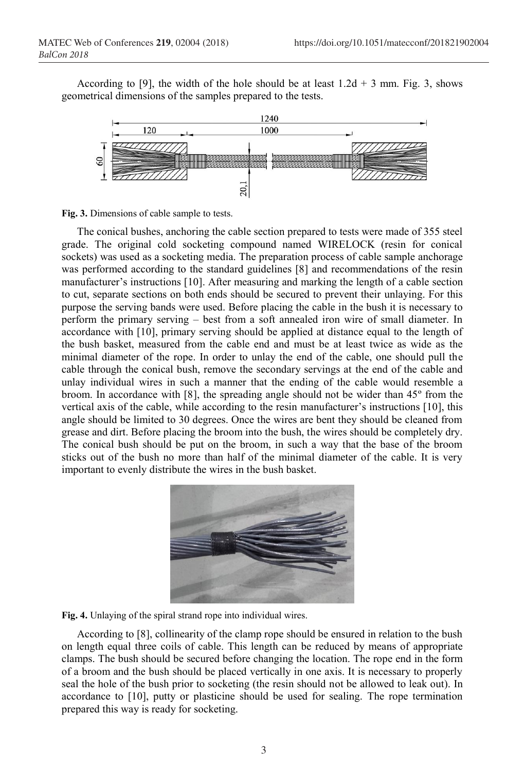According to [9], the width of the hole should be at least 1.2d + 3 mm. Fig. 3, shows geometrical dimensions of the samples prepared to the tests.

**Fig. 3.** Dimensions of cable sample to tests.

The conical bushes, anchoring the cable section prepared to tests were made of 355 steel grade. The original cold socketing compound named WIRELOCK (resin for conical sockets) was used as a socketing media. The preparation process of cable sample anchorage was performed according to the standard guidelines [8] and recommendations of the resin manufacturer's instructions [10]. After measuring and marking the length of a cable section to cut, separate sections on both ends should be secured to prevent their unlaying. For this purpose the serving bands were used. Before placing the cable in the bush it is necessary to perform the primary serving – best from a soft annealed iron wire of small diameter. In accordance with [10], primary serving should be applied at distance equal to the length of the bush basket, measured from the cable end and must be at least twice as wide as the minimal diameter of the rope. In order to unlay the end of the cable, one should pull the cable through the conical bush, remove the secondary servings at the end of the cable and unlay individual wires in such a manner that the ending of the cable would resemble a broom. In accordance with [8], the spreading angle should not be wider than 45º from the vertical axis of the cable, while according to the resin manufacturer's instructions [10], this angle should be limited to 30 degrees. Once the wires are bent they should be cleaned from grease and dirt. Before placing the broom into the bush, the wires should be completely dry. The conical bush should be put on the broom, in such a way that the base of the broom sticks out of the bush no more than half of the minimal diameter of the cable. It is very important to evenly distribute the wires in the bush basket.

**Fig. 4.** Unlaying of the spiral strand rope into individual wires.

According to [8], collinearity of the clamp rope should be ensured in relation to the bush on length equal three coils of cable. This length can be reduced by means of appropriate clamps. The bush should be secured before changing the location. The rope end in the form of a broom and the bush should be placed vertically in one axis. It is necessary to properly seal the hole of the bush prior to socketing (the resin should not be allowed to leak out). In accordance to [10], putty or plasticine should be used for sealing. The rope termination prepared this way is ready for socketing.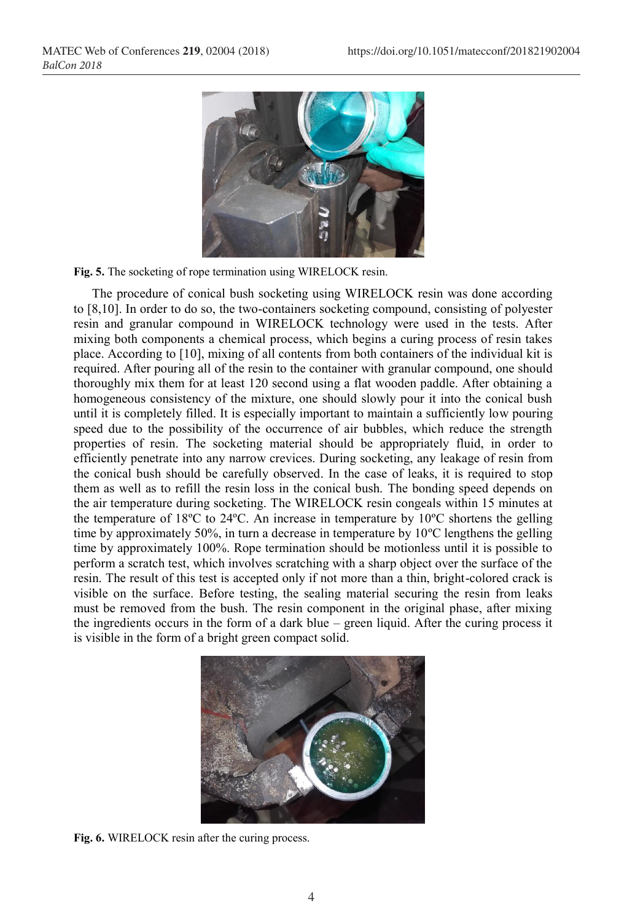Fig. 5. The socketing of rope termination using WIRELOCK resin.

The procedure of conical bush socketing using WIRELOCK resin was done according to [8,10]. In order to do so, the two-containers socketing compound, consisting of polyester resin and granular compound in WIRELOCK technology were used in the tests. After mixing both components a chemical process, which begins a curing process of resin takes place. According to [10], mixing of all contents from both containers of the individual kit is required. After pouring all of the resin to the container with granular compound, one should thoroughly mix them for at least 120 second using a flat wooden paddle. After obtaining a homogeneous consistency of the mixture, one should slowly pour it into the conical bush until it is completely filled. It is especially important to maintain a sufficiently low pouring speed due to the possibility of the occurrence of air bubbles, which reduce the strength properties of resin. The socketing material should be appropriately fluid, in order to efficiently penetrate into any narrow crevices. During socketing, any leakage of resin from the conical bush should be carefully observed. In the case of leaks, it is required to stop them as well as to refill the resin loss in the conical bush. The bonding speed depends on the air temperature during socketing. The WIRELOCK resin congeals within 15 minutes at the temperature of 18ºC to 24ºC. An increase in temperature by 10ºC shortens the gelling time by approximately 50%, in turn a decrease in temperature by 10ºC lengthens the gelling time by approximately 100%. Rope termination should be motionless until it is possible to perform a scratch test, which involves scratching with a sharp object over the surface of the resin. The result of this test is accepted only if not more than a thin, bright-colored crack is visible on the surface. Before testing, the sealing material securing the resin from leaks must be removed from the bush. The resin component in the original phase, after mixing the ingredients occurs in the form of a dark blue – green liquid. After the curing process it is visible in the form of a bright green compact solid.

Fig. 6. WIRELOCK resin after the curing process.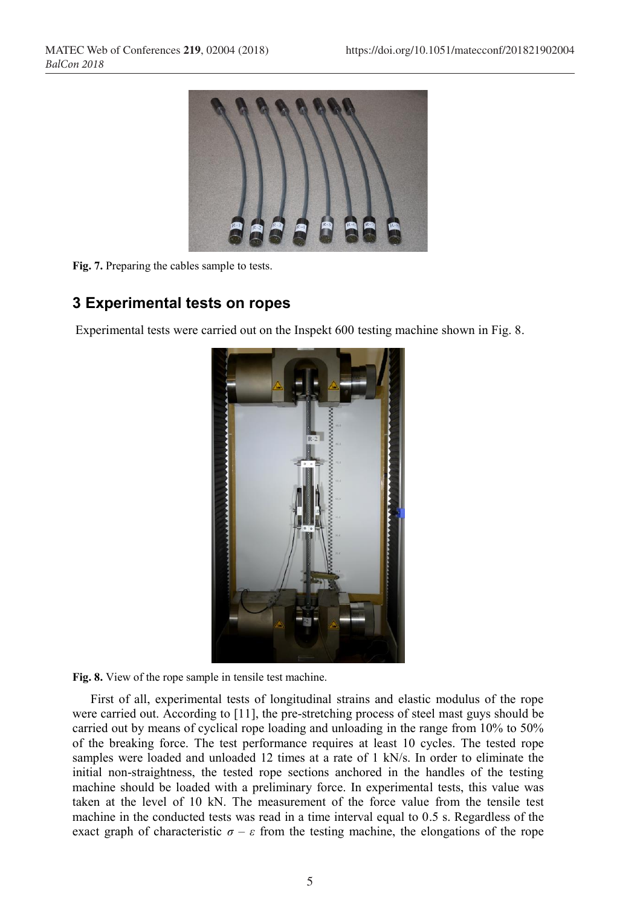**Fig. 7.** Preparing the cables sample to tests.

## 3 Experimental tests on ropes

Experimental tests were carried out on the Inspekt 600 testing machine shown in Fig. 8.

**Fig. 8.** View of the rope sample in tensile test machine.

First of all, experimental tests of longitudinal strains and elastic modulus of the rope were carried out. According to [11], the pre-stretching process of steel mast guys should be carried out by means of cyclical rope loading and unloading in the range from 10% to 50% of the breaking force. The test performance requires at least 10 cycles. The tested rope samples were loaded and unloaded 12 times at a rate of 1 kN/s. In order to eliminate the initial non-straightness, the tested rope sections anchored in the handles of the testing machine should be loaded with a preliminary force. In experimental tests, this value was taken at the level of 10 kN. The measurement of the force value from the tensile test machine in the conducted tests was read in a time interval equal to 0.5 s. Regardless of the exact graph of characteristic $\sigma$ – $\varepsilon$ from the testing machine, the elongations of the rope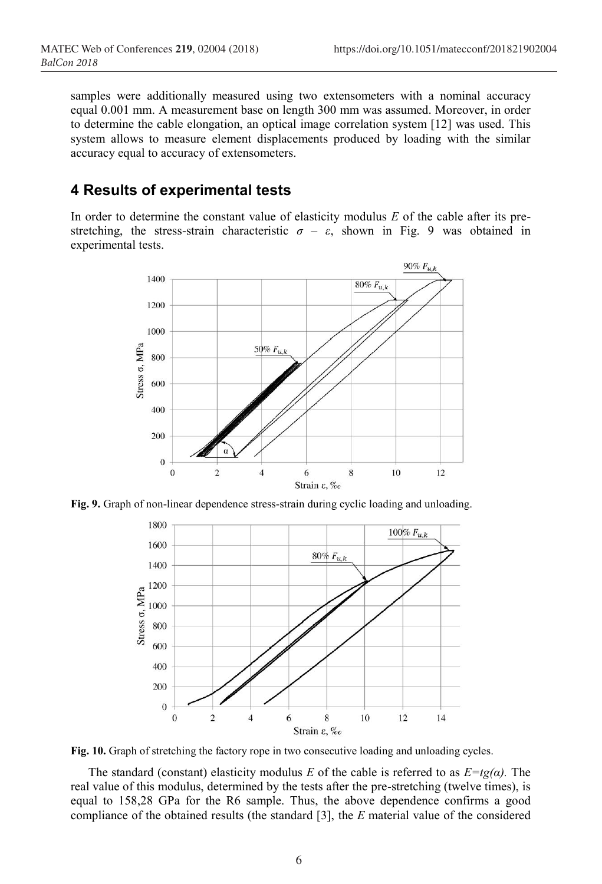samples were additionally measured using two extensometers with a nominal accuracy equal 0.001 mm. A measurement base on length 300 mm was assumed. Moreover, in order to determine the cable elongation, an optical image correlation system [12] was used. This system allows to measure element displacements produced by loading with the similar accuracy equal to accuracy of extensometers.

## 4 Results of experimental tests

In order to determine the constant value of elasticity modulus $E$ of the cable after its pre-stretching, the stress-strain characteristic $\sigma$ – $\varepsilon$, shown in Fig. 9 was obtained in experimental tests.

**Fig. 9.** Graph of non-linear dependence stress-strain during cyclic loading and unloading.

**Fig. 10.** Graph of stretching the factory rope in two consecutive loading and unloading cycles.

The standard (constant) elasticity modulus $E$ of the cable is referred to as $E=tg(\alpha)$. The real value of this modulus, determined by the tests after the pre-stretching (twelve times), is equal to 158,28 GPa for the R6 sample. Thus, the above dependence confirms a good compliance of the obtained results (the standard [3], the $E$ material value of the considered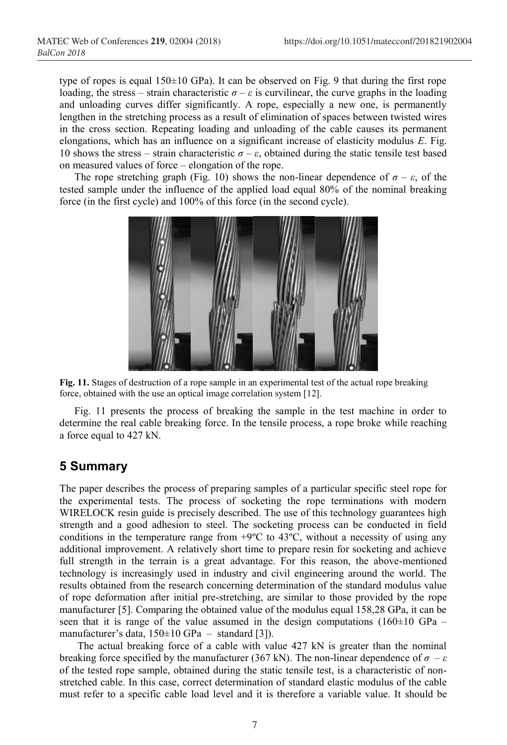type of ropes is equal 150±10 GPa). It can be observed on Fig. 9 that during the first rope loading, the stress – strain characteristic $\sigma - \varepsilon$ is curvilinear, the curve graphs in the loading and unloading curves differ significantly. A rope, especially a new one, is permanently lengthen in the stretching process as a result of elimination of spaces between twisted wires in the cross section. Repeating loading and unloading of the cable causes its permanent elongations, which has an influence on a significant increase of elasticity modulus $E$. Fig. 10 shows the stress – strain characteristic $\sigma - \varepsilon$, obtained during the static tensile test based on measured values of force – elongation of the rope.

The rope stretching graph (Fig. 10) shows the non-linear dependence of $\sigma - \varepsilon$, of the tested sample under the influence of the applied load equal 80% of the nominal breaking force (in the first cycle) and 100% of this force (in the second cycle).

**Fig. 11.** Stages of destruction of a rope sample in an experimental test of the actual rope breaking force, obtained with the use an optical image correlation system [12].

Fig. 11 presents the process of breaking the sample in the test machine in order to determine the real cable breaking force. In the tensile process, a rope broke while reaching a force equal to 427 kN.

## 5 Summary

The paper describes the process of preparing samples of a particular specific steel rope for the experimental tests. The process of socketing the rope terminations with modern WIRELOCK resin guide is precisely described. The use of this technology guarantees high strength and a good adhesion to steel. The socketing process can be conducted in field conditions in the temperature range from +9ºC to 43ºC, without a necessity of using any additional improvement. A relatively short time to prepare resin for socketing and achieve full strength in the terrain is a great advantage. For this reason, the above-mentioned technology is increasingly used in industry and civil engineering around the world. The results obtained from the research concerning determination of the standard modulus value of rope deformation after initial pre-stretching, are similar to those provided by the rope manufacturer [5]. Comparing the obtained value of the modulus equal 158,28 GPa, it can be seen that it is range of the value assumed in the design computations (160±10 GPa – manufacturer's data, 150±10 GPa – standard [3]).

The actual breaking force of a cable with value 427 kN is greater than the nominal breaking force specified by the manufacturer (367 kN). The non-linear dependence of $\sigma - \varepsilon$ of the tested rope sample, obtained during the static tensile test, is a characteristic of non-stretched cable. In this case, correct determination of standard elastic modulus of the cable must refer to a specific cable load level and it is therefore a variable value. It should be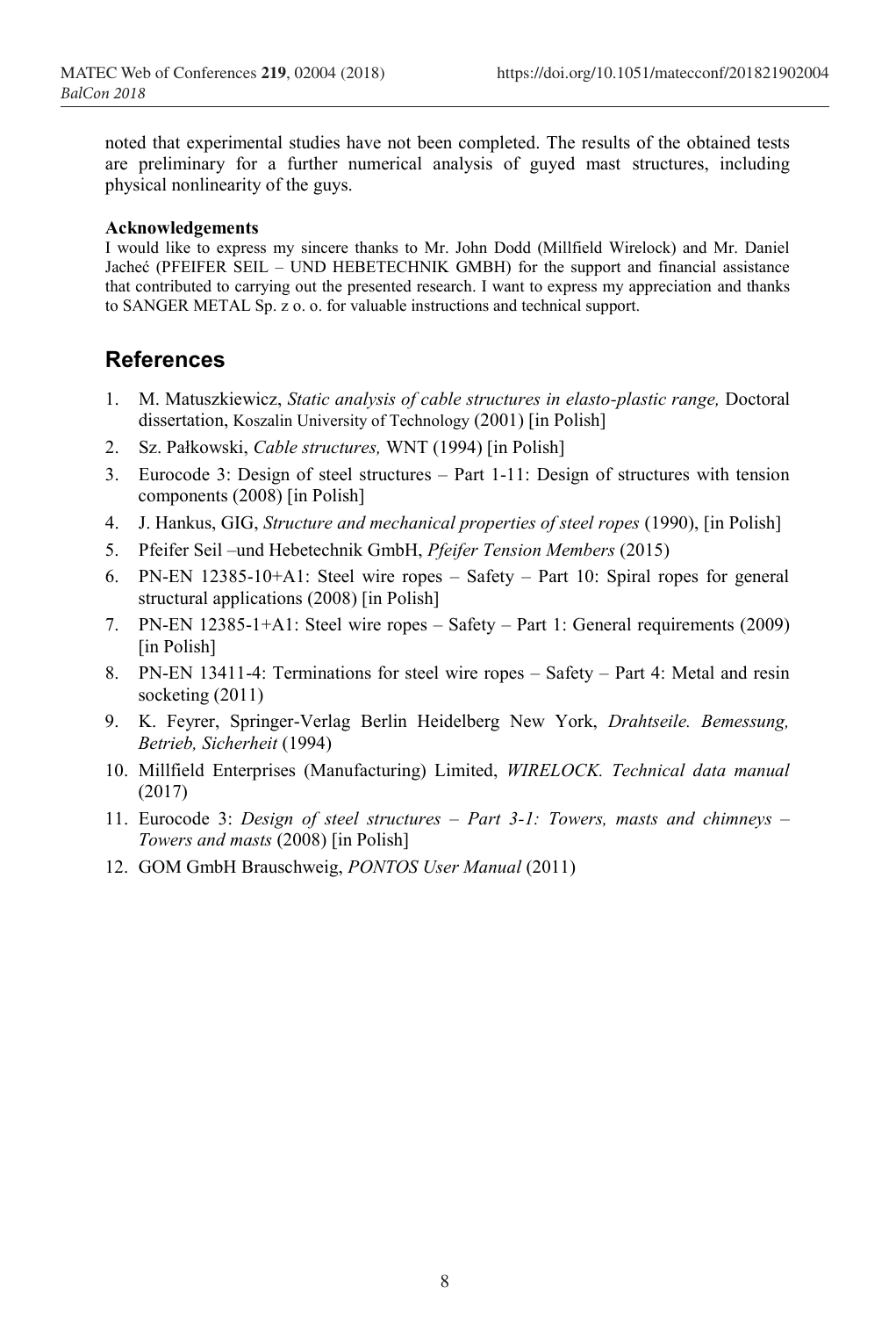noted that experimental studies have not been completed. The results of the obtained tests are preliminary for a further numerical analysis of guyed mast structures, including physical nonlinearity of the guys.

**Acknowledgements**

I would like to express my sincere thanks to Mr. John Dodd (Millfield Wirelock) and Mr. Daniel Jacheć (PFEIFER SEIL – UND HEBETECHNIK GMBH) for the support and financial assistance that contributed to carrying out the presented research. I want to express my appreciation and thanks to SANGER METAL Sp. z o. o. for valuable instructions and technical support.

## References

1. M. Matuszkiewicz, *Static analysis of cable structures in elasto-plastic range,* Doctoral dissertation, Koszalin University of Technology (2001) [in Polish]
2. Sz. Pałkowski, *Cable structures,* WNT (1994) [in Polish]
3. Eurocode 3: Design of steel structures – Part 1-11: Design of structures with tension components (2008) [in Polish]
4. J. Hankus, GIG, *Structure and mechanical properties of steel ropes* (1990), [in Polish]
5. Pfeifer Seil –und Hebetechnik GmbH, *Pfeifer Tension Members* (2015)
6. PN-EN 12385-10+A1: Steel wire ropes – Safety – Part 10: Spiral ropes for general structural applications (2008) [in Polish]
7. PN-EN 12385-1+A1: Steel wire ropes – Safety – Part 1: General requirements (2009) [in Polish]
8. PN-EN 13411-4: Terminations for steel wire ropes – Safety – Part 4: Metal and resin socketing (2011)
9. K. Feyrer, Springer-Verlag Berlin Heidelberg New York, *Drahtseile. Bemessung, Betrieb, Sicherheit* (1994)
10. Millfield Enterprises (Manufacturing) Limited, *WIRELOCK. Technical data manual* (2017)
11. Eurocode 3: *Design of steel structures – Part 3-1: Towers, masts and chimneys – Towers and masts* (2008) [in Polish]
12. GOM GmbH Brauschweig, *PONTOS User Manual* (2011)